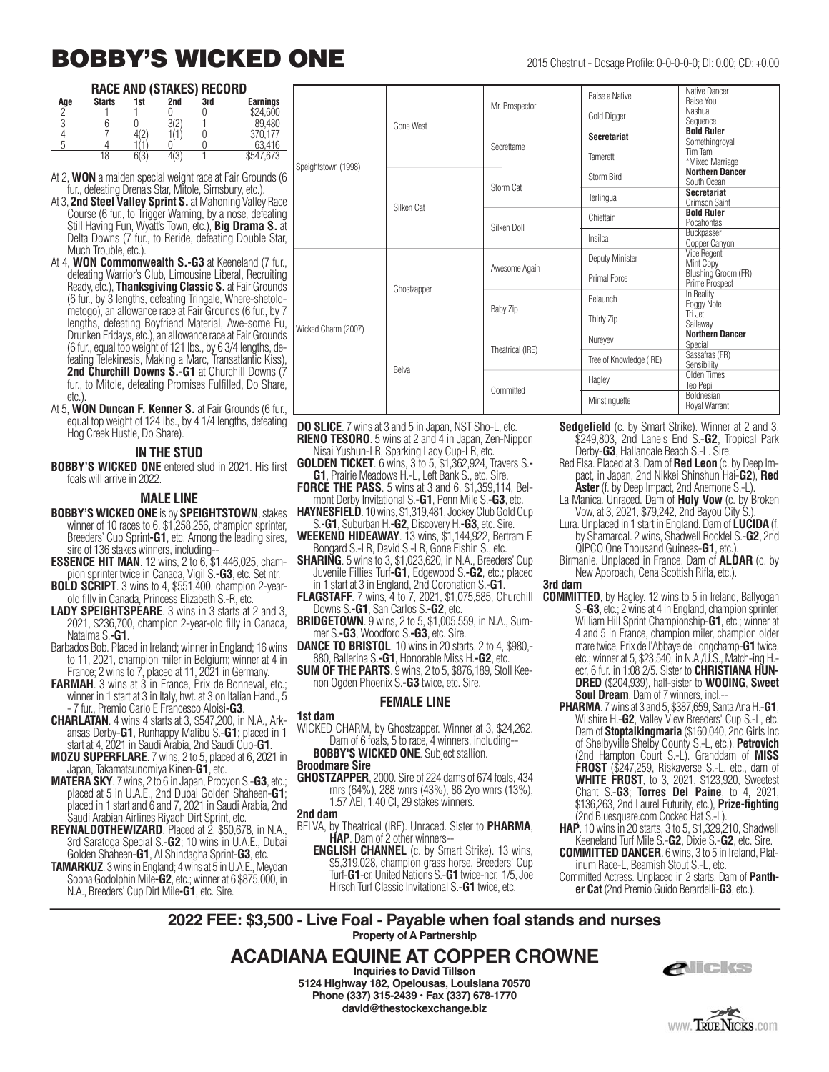# BOBBY'S WICKED ONE

2015 Chestnut - Dosage Profile: 0-0-0-0-0; DI: 0.00; CD: +0.00

### RACE AND (STAKES) RECORD

| Age | Starts | 1st | 2nd | 3rd | Earnings |
|---|---|---|---|---|---|
| 2 | 1 | 1 | 0 | 0 | $24,600 |
| 3 | 6 | 0 | 3(2) | 1 | 89,480 |
| 4 | 7 | 4(2) | 1(1) | 0 | 370,177 |
| 5 | 4 | 1(1) | 0 | 0 | 63,416 |
| | 18 | 6(3) | 4(3) | 1 | $547,673 |

At 2, **WON** a maiden special weight race at Fair Grounds (6 fur., defeating Drena's Star, Mitole, Simsbury, etc.).

At 3, **2nd Steel Valley Sprint S.** at Mahoning Valley Race Course (6 fur., to Trigger Warning, by a nose, defeating Still Having Fun, Wyatt's Town, etc.), **Big Drama S.** at Delta Downs (7 fur., to Reride, defeating Double Star, Much Trouble, etc.).

At 4, **WON Commonwealth S.-G3** at Keeneland (7 fur., defeating Warrior's Club, Limousine Liberal, Recruiting Ready, etc.), **Thanksgiving Classic S.** at Fair Grounds (6 fur., by 3 lengths, defeating Tringale, Where-shetoldmetogo), an allowance race at Fair Grounds (6 fur., by 7 lengths, defeating Boyfriend Material, Awe-some Fu, Drunken Fridays, etc.), an allowance race at Fair Grounds (6 fur., equal top weight of 121 lbs., by 6 3/4 lengths, defeating Telekinesis, Making a Marc, Transatlantic Kiss), **2nd Churchill Downs S.-G1** at Churchill Downs (7 fur., to Mitole, defeating Promises Fulfilled, Do Share, etc.).

At 5, **WON Duncan F. Kenner S.** at Fair Grounds (6 fur., equal top weight of 124 lbs., by 4 1/4 lengths, defeating Hog Creek Hustle, Do Share).

| | | | | |
|---|---|---|---|---|
| Speightstown (1998) | Gone West | Mr. Prospector | Raise a Native | Native Dancer / Raise You |
| | | | Gold Digger | Nashua / Sequence |
| | | Secrettame | **Secretariat** | **Bold Ruler** / Somethingroyal |
| | | | Tamerett | Tim Tam / *Mixed Marriage |
| | Silken Cat | Storm Cat | Storm Bird | **Northern Dancer** / South Ocean |
| | | | Terlingua | **Secretariat** / Crimson Saint |
| | | Silken Doll | Chieftain | **Bold Ruler** / Pocahontas |
| | | | Insilca | Buckpasser / Copper Canyon |
| Wicked Charm (2007) | Ghostzapper | Awesome Again | Deputy Minister | Vice Regent / Mint Copy |
| | | | Primal Force | Blushing Groom (FR) / Prime Prospect |
| | | Baby Zip | Relaunch | In Reality / Foggy Note |
| | | | Thirty Zip | Tri Jet / Sailaway |
| | Belva | Theatrical (IRE) | Nureyev | **Northern Dancer** / Special |
| | | | Tree of Knowledge (IRE) | Sassafras (FR) / Sensibility |
| | | Committed | Hagley | Olden Times / Teo Pepi |
| | | | Minstinguette | Boldnesian / Royal Warrant |

### IN THE STUD

**BOBBY'S WICKED ONE** entered stud in 2021. His first foals will arrive in 2022.

### MALE LINE

**BOBBY'S WICKED ONE** is by **SPEIGHTSTOWN**, stakes winner of 10 races to 6, $1,258,256, champion sprinter, Breeders' Cup Sprint**-G1**, etc. Among the leading sires, sire of 136 stakes winners, including--

**ESSENCE HIT MAN**. 12 wins, 2 to 6, $1,446,025, champion sprinter twice in Canada, Vigil S.**-G3**, etc. Set ntr.

**BOLD SCRIPT**. 3 wins to 4, $551,400, champion 2-year-old filly in Canada, Princess Elizabeth S.-R, etc.

**LADY SPEIGHTSPEARE**. 3 wins in 3 starts at 2 and 3, 2021, $236,700, champion 2-year-old filly in Canada, Natalma S.**-G1**.

Barbados Bob. Placed in Ireland; winner in England; 16 wins to 11, 2021, champion miler in Belgium; winner at 4 in France; 2 wins to 7, placed at 11, 2021 in Germany.

**FARMAH**. 3 wins at 3 in France, Prix de Bonneval, etc.; winner in 1 start at 3 in Italy, hwt. at 3 on Italian Hand., 5 - 7 fur., Premio Carlo E Francesco Aloisi**-G3**.

**CHARLATAN**. 4 wins 4 starts at 3, $547,200, in N.A., Arkansas Derby**-G1**, Runhappy Malibu S.**-G1**; placed in 1 start at 4, 2021 in Saudi Arabia, 2nd Saudi Cup**-G1**.

**MOZU SUPERFLARE**. 7 wins, 2 to 5, placed at 6, 2021 in Japan, Takamatsunomiya Kinen**-G1**, etc.

**MATERA SKY**. 7 wins, 2 to 6 in Japan, Procyon S.**-G3**, etc.; placed at 5 in U.A.E., 2nd Dubai Golden Shaheen**-G1**; placed in 1 start and 6 and 7, 2021 in Saudi Arabia, 2nd Saudi Arabian Airlines Riyadh Dirt Sprint, etc.

**REYNALDOTHEWIZARD**. Placed at 2, $50,678, in N.A., 3rd Saratoga Special S.**-G2**; 10 wins in U.A.E., Dubai Golden Shaheen**-G1**, Al Shindagha Sprint**-G3**, etc.

**TAMARKUZ**. 3 wins in England; 4 wins at 5 in U.A.E., Meydan Sobha Godolphin Mile**-G2**, etc.; winner at 6 $875,000, in N.A., Breeders' Cup Dirt Mile**-G1**, etc. Sire.

**DO SLICE**. 7 wins at 3 and 5 in Japan, NST Sho-L, etc.

**RIENO TESORO**. 5 wins at 2 and 4 in Japan, Zen-Nippon Nisai Yushun-LR, Sparking Lady Cup-LR, etc.

**GOLDEN TICKET**. 6 wins, 3 to 5, $1,362,924, Travers S.**-G1**, Prairie Meadows H.-L, Left Bank S., etc. Sire.

**FORCE THE PASS**. 5 wins at 3 and 6, $1,359,114, Belmont Derby Invitational S.**-G1**, Penn Mile S.**-G3**, etc.

**HAYNESFIELD**. 10 wins, $1,319,481, Jockey Club Gold Cup S.**-G1**, Suburban H.**-G2**, Discovery H.**-G3**, etc. Sire.

**WEEKEND HIDEAWAY**. 13 wins, $1,144,922, Bertram F. Bongard S.-LR, David S.-LR, Gone Fishin S., etc.

**SHARING**. 5 wins to 3, $1,023,620, in N.A., Breeders' Cup Juvenile Fillies Turf**-G1**, Edgewood S.**-G2**, etc.; placed in 1 start at 3 in England, 2nd Coronation S.**-G1**.

**FLAGSTAFF**. 7 wins, 4 to 7, 2021, $1,075,585, Churchill Downs S.**-G1**, San Carlos S.**-G2**, etc.

**BRIDGETOWN**. 9 wins, 2 to 5, $1,005,559, in N.A., Summer S.**-G3**, Woodford S.**-G3**, etc. Sire.

**DANCE TO BRISTOL**. 10 wins in 20 starts, 2 to 4, $980,-880, Ballerina S.**-G1**, Honorable Miss H.**-G2**, etc.

**SUM OF THE PARTS**. 9 wins, 2 to 5, $876,189, Stoll Keenon Ogden Phoenix S.**-G3** twice, etc. Sire.

### FEMALE LINE

**1st dam**

WICKED CHARM, by Ghostzapper. Winner at 3, $24,262. Dam of 6 foals, 5 to race, 4 winners, including--

**BOBBY'S WICKED ONE**. Subject stallion.

**Broodmare Sire**

**GHOSTZAPPER**, 2000. Sire of 224 dams of 674 foals, 434 rnrs (64%), 288 wnrs (43%), 86 2yo wnrs (13%), 1.57 AEI, 1.40 CI, 29 stakes winners.

**2nd dam**

BELVA, by Theatrical (IRE). Unraced. Sister to **PHARMA**, **HAP**. Dam of 2 other winners--

**ENGLISH CHANNEL** (c. by Smart Strike). 13 wins, $5,319,028, champion grass horse, Breeders' Cup Turf**-G1**-cr, United Nations S.**-G1** twice-ncr, 1/5, Joe Hirsch Turf Classic Invitational S.**-G1** twice, etc.

**Sedgefield** (c. by Smart Strike). Winner at 2 and 3, $249,803, 2nd Lane's End S.**-G2**, Tropical Park Derby**-G3**, Hallandale Beach S.-L. Sire.

Red Elsa. Placed at 3. Dam of **Red Leon** (c. by Deep Impact, in Japan, 2nd Nikkei Shinshun Hai**-G2**), **Red Aster** (f. by Deep Impact, 2nd Anemone S.-L).

La Manica. Unraced. Dam of **Holy Vow** (c. by Broken Vow, at 3, 2021, $79,242, 2nd Bayou City S.).

Lura. Unplaced in 1 start in England. Dam of **LUCIDA** (f. by Shamardal. 2 wins, Shadwell Rockfel S.**-G2**, 2nd QIPCO One Thousand Guineas**-G1**, etc.).

Birmanie. Unplaced in France. Dam of **ALDAR** (c. by New Approach, Cena Scottish Rifla, etc.).

**3rd dam**

**COMMITTED**, by Hagley. 12 wins to 5 in Ireland, Ballyogan S.**-G3**, etc.; 2 wins at 4 in England, champion sprinter, William Hill Sprint Championship**-G1**, etc.; winner at 4 and 5 in France, champion miler, champion older mare twice, Prix de l'Abbaye de Longchamp**-G1** twice, etc.; winner at 5, $23,540, in N.A./U.S., Match-ing H.-ecr, 6 fur. in 1:08 2/5. Sister to **CHRISTIANA HUNDRED** ($204,939), half-sister to **WOOING**, **Sweet Soul Dream**. Dam of 7 winners, incl.--

**PHARMA**. 7 wins at 3 and 5, $387,659, Santa Ana H.**-G1**, Wilshire H.**-G2**, Valley View Breeders' Cup S.-L, etc. Dam of **Stoptalkingmaria** ($160,040, 2nd Girls Inc of Shelbyville Shelby County S.-L, etc.), **Petrovich** (2nd Hampton Court S.-L). Granddam of **MISS FROST** ($247,259, Riskaverse S.-L, etc., dam of **WHITE FROST**, to 3, 2021, $123,920, Sweetest Chant S.**-G3**; **Torres Del Paine**, to 4, 2021, $136,263, 2nd Laurel Futurity, etc.), **Prize-fighting** (2nd Bluesquare.com Cocked Hat S.-L).

**HAP**. 10 wins in 20 starts, 3 to 5, $1,329,210, Shadwell Keeneland Turf Mile S.**-G2**, Dixie S.**-G2**, etc. Sire.

**COMMITTED DANCER**. 6 wins, 3 to 5 in Ireland, Platinum Race-L, Beamish Stout S.-L, etc.

Committed Actress. Unplaced in 2 starts. Dam of **Panther Cat** (2nd Premio Guido Berardelli**-G3**, etc.).

---

**2022 FEE: $3,500 - Live Foal - Payable when foal stands and nurses**

**Property of A Partnership**

## ACADIANA EQUINE AT COPPER CROWNE

**Inquiries to David Tillson**
**5124 Highway 182, Opelousas, Louisiana 70570**
**Phone (337) 315-2439 • Fax (337) 678-1770**
**david@thestockexchange.biz**

eNicks

www.TrueNicks.com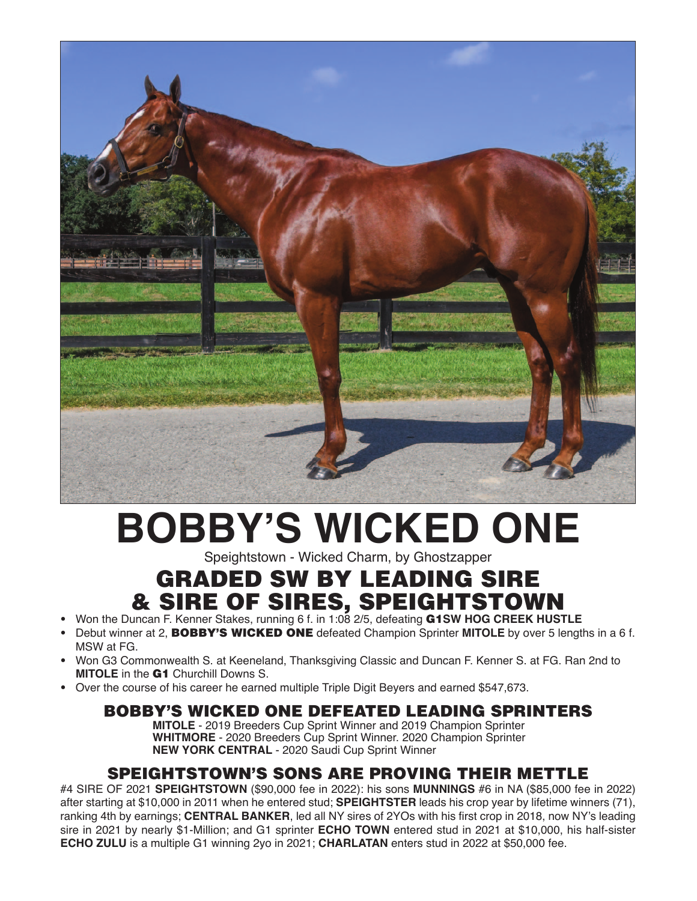# BOBBY'S WICKED ONE

Speightstown - Wicked Charm, by Ghostzapper

## GRADED SW BY LEADING SIRE & SIRE OF SIRES, SPEIGHTSTOWN

- Won the Duncan F. Kenner Stakes, running 6 f. in 1:08 2/5, defeating **G1SW HOG CREEK HUSTLE**
- Debut winner at 2, **BOBBY'S WICKED ONE** defeated Champion Sprinter **MITOLE** by over 5 lengths in a 6 f. MSW at FG.
- Won G3 Commonwealth S. at Keeneland, Thanksgiving Classic and Duncan F. Kenner S. at FG. Ran 2nd to **MITOLE** in the **G1** Churchill Downs S.
- Over the course of his career he earned multiple Triple Digit Beyers and earned $547,673.

## BOBBY'S WICKED ONE DEFEATED LEADING SPRINTERS

**MITOLE** - 2019 Breeders Cup Sprint Winner and 2019 Champion Sprinter
**WHITMORE** - 2020 Breeders Cup Sprint Winner. 2020 Champion Sprinter
**NEW YORK CENTRAL** - 2020 Saudi Cup Sprint Winner

## SPEIGHTSTOWN'S SONS ARE PROVING THEIR METTLE

#4 SIRE OF 2021 **SPEIGHTSTOWN** ($90,000 fee in 2022): his sons **MUNNINGS** #6 in NA ($85,000 fee in 2022) after starting at $10,000 in 2011 when he entered stud; **SPEIGHTSTER** leads his crop year by lifetime winners (71), ranking 4th by earnings; **CENTRAL BANKER**, led all NY sires of 2YOs with his first crop in 2018, now NY's leading sire in 2021 by nearly $1-Million; and G1 sprinter **ECHO TOWN** entered stud in 2021 at $10,000, his half-sister **ECHO ZULU** is a multiple G1 winning 2yo in 2021; **CHARLATAN** enters stud in 2022 at $50,000 fee.